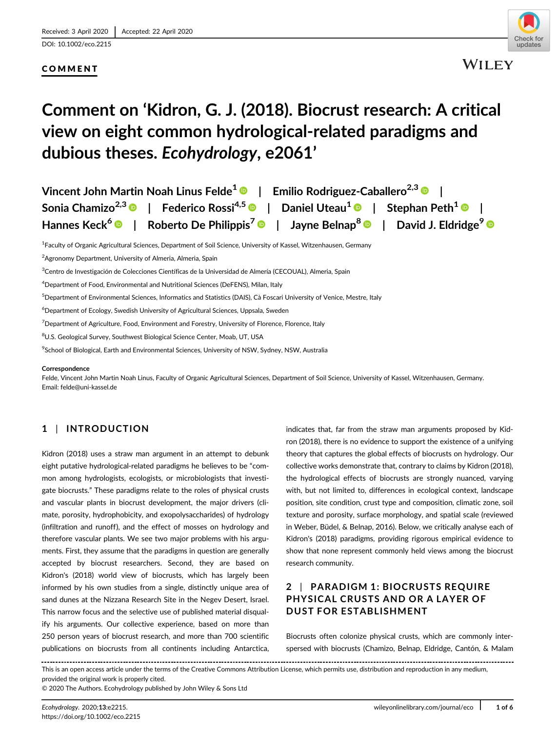Received: 3 April 2020 | Accepted: 22 April 2020

DOI: 10.1002/eco.2215

**COMMENT**

# Comment on 'Kidron, G. J. (2018). Biocrust research: A critical view on eight common hydrological-related paradigms and dubious theses. *Ecohydrology*, e2061'

Vincent John Martin Noah Linus Felde[1] | Emilio Rodriguez-Caballero[2,3] | Sonia Chamizo[2,3] | Federico Rossi[4,5] | Daniel Uteau[1] | Stephan Peth[1] | Hannes Keck[6] | Roberto De Philippis[7] | Jayne Belnap[8] | David J. Eldridge[9]

[1]Faculty of Organic Agricultural Sciences, Department of Soil Science, University of Kassel, Witzenhausen, Germany

[2]Agronomy Department, University of Almeria, Almeria, Spain

[3]Centro de Investigación de Colecciones Científicas de la Universidad de Almería (CECOUAL), Almeria, Spain

[4]Department of Food, Environmental and Nutritional Sciences (DeFENS), Milan, Italy

[5]Department of Environmental Sciences, Informatics and Statistics (DAIS), Cà Foscari University of Venice, Mestre, Italy

[6]Department of Ecology, Swedish University of Agricultural Sciences, Uppsala, Sweden

[7]Department of Agriculture, Food, Environment and Forestry, University of Florence, Florence, Italy

[8]U.S. Geological Survey, Southwest Biological Science Center, Moab, UT, USA

[9]School of Biological, Earth and Environmental Sciences, University of NSW, Sydney, NSW, Australia

**Correspondence**

Felde, Vincent John Martin Noah Linus, Faculty of Organic Agricultural Sciences, Department of Soil Science, University of Kassel, Witzenhausen, Germany.
Email: felde@uni-kassel.de

## 1 | INTRODUCTION

Kidron (2018) uses a straw man argument in an attempt to debunk eight putative hydrological-related paradigms he believes to be "common among hydrologists, ecologists, or microbiologists that investigate biocrusts." These paradigms relate to the roles of physical crusts and vascular plants in biocrust development, the major drivers (climate, porosity, hydrophobicity, and exopolysaccharides) of hydrology (infiltration and runoff), and the effect of mosses on hydrology and therefore vascular plants. We see two major problems with his arguments. First, they assume that the paradigms in question are generally accepted by biocrust researchers. Second, they are based on Kidron's (2018) world view of biocrusts, which has largely been informed by his own studies from a single, distinctly unique area of sand dunes at the Nizzana Research Site in the Negev Desert, Israel. This narrow focus and the selective use of published material disqualify his arguments. Our collective experience, based on more than 250 person years of biocrust research, and more than 700 scientific publications on biocrusts from all continents including Antarctica, indicates that, far from the straw man arguments proposed by Kidron (2018), there is no evidence to support the existence of a unifying theory that captures the global effects of biocrusts on hydrology. Our collective works demonstrate that, contrary to claims by Kidron (2018), the hydrological effects of biocrusts are strongly nuanced, varying with, but not limited to, differences in ecological context, landscape position, site condition, crust type and composition, climatic zone, soil texture and porosity, surface morphology, and spatial scale (reviewed in Weber, Büdel, & Belnap, 2016). Below, we critically analyse each of Kidron's (2018) paradigms, providing rigorous empirical evidence to show that none represent commonly held views among the biocrust research community.

## 2 | PARADIGM 1: BIOCRUSTS REQUIRE PHYSICAL CRUSTS AND OR A LAYER OF DUST FOR ESTABLISHMENT

Biocrusts often colonize physical crusts, which are commonly interspersed with biocrusts (Chamizo, Belnap, Eldridge, Cantón, & Malam

This is an open access article under the terms of the Creative Commons Attribution License, which permits use, distribution and reproduction in any medium, provided the original work is properly cited.

© 2020 The Authors. Ecohydrology published by John Wiley & Sons Ltd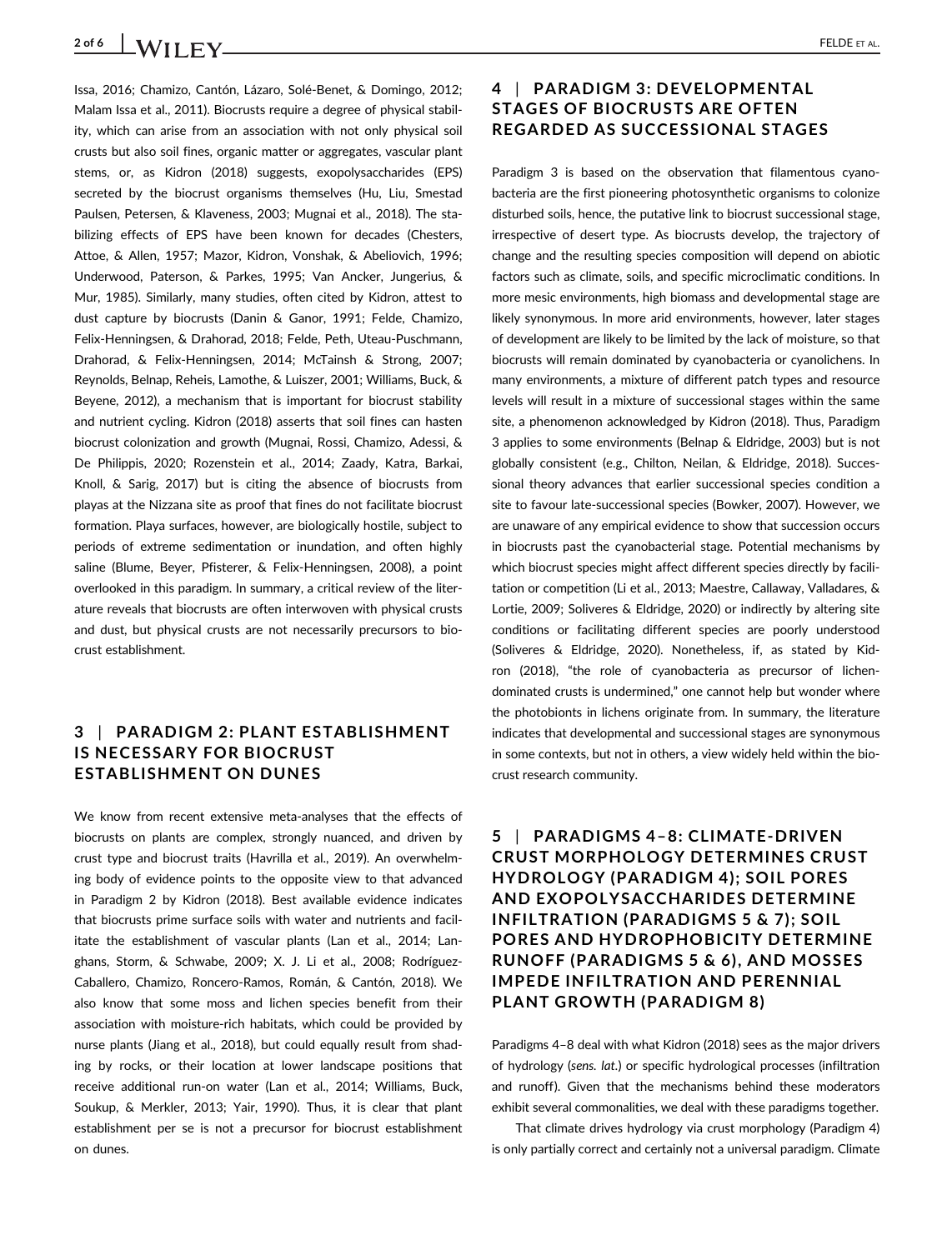Issa, 2016; Chamizo, Cantón, Lázaro, Solé-Benet, & Domingo, 2012; Malam Issa et al., 2011). Biocrusts require a degree of physical stability, which can arise from an association with not only physical soil crusts but also soil fines, organic matter or aggregates, vascular plant stems, or, as Kidron (2018) suggests, exopolysaccharides (EPS) secreted by the biocrust organisms themselves (Hu, Liu, Smestad Paulsen, Petersen, & Klaveness, 2003; Mugnai et al., 2018). The stabilizing effects of EPS have been known for decades (Chesters, Attoe, & Allen, 1957; Mazor, Kidron, Vonshak, & Abeliovich, 1996; Underwood, Paterson, & Parkes, 1995; Van Ancker, Jungerius, & Mur, 1985). Similarly, many studies, often cited by Kidron, attest to dust capture by biocrusts (Danin & Ganor, 1991; Felde, Chamizo, Felix-Henningsen, & Drahorad, 2018; Felde, Peth, Uteau-Puschmann, Drahorad, & Felix-Henningsen, 2014; McTainsh & Strong, 2007; Reynolds, Belnap, Reheis, Lamothe, & Luiszer, 2001; Williams, Buck, & Beyene, 2012), a mechanism that is important for biocrust stability and nutrient cycling. Kidron (2018) asserts that soil fines can hasten biocrust colonization and growth (Mugnai, Rossi, Chamizo, Adessi, & De Philippis, 2020; Rozenstein et al., 2014; Zaady, Katra, Barkai, Knoll, & Sarig, 2017) but is citing the absence of biocrusts from playas at the Nizzana site as proof that fines do not facilitate biocrust formation. Playa surfaces, however, are biologically hostile, subject to periods of extreme sedimentation or inundation, and often highly saline (Blume, Beyer, Pfisterer, & Felix-Henningsen, 2008), a point overlooked in this paradigm. In summary, a critical review of the literature reveals that biocrusts are often interwoven with physical crusts and dust, but physical crusts are not necessarily precursors to biocrust establishment.

## 3 | PARADIGM 2: PLANT ESTABLISHMENT IS NECESSARY FOR BIOCRUST ESTABLISHMENT ON DUNES

We know from recent extensive meta-analyses that the effects of biocrusts on plants are complex, strongly nuanced, and driven by crust type and biocrust traits (Havrilla et al., 2019). An overwhelming body of evidence points to the opposite view to that advanced in Paradigm 2 by Kidron (2018). Best available evidence indicates that biocrusts prime surface soils with water and nutrients and facilitate the establishment of vascular plants (Lan et al., 2014; Langhans, Storm, & Schwabe, 2009; X. J. Li et al., 2008; Rodríguez-Caballero, Chamizo, Roncero-Ramos, Román, & Cantón, 2018). We also know that some moss and lichen species benefit from their association with moisture-rich habitats, which could be provided by nurse plants (Jiang et al., 2018), but could equally result from shading by rocks, or their location at lower landscape positions that receive additional run-on water (Lan et al., 2014; Williams, Buck, Soukup, & Merkler, 2013; Yair, 1990). Thus, it is clear that plant establishment per se is not a precursor for biocrust establishment on dunes.

## 4 | PARADIGM 3: DEVELOPMENTAL STAGES OF BIOCRUSTS ARE OFTEN REGARDED AS SUCCESSIONAL STAGES

Paradigm 3 is based on the observation that filamentous cyanobacteria are the first pioneering photosynthetic organisms to colonize disturbed soils, hence, the putative link to biocrust successional stage, irrespective of desert type. As biocrusts develop, the trajectory of change and the resulting species composition will depend on abiotic factors such as climate, soils, and specific microclimatic conditions. In more mesic environments, high biomass and developmental stage are likely synonymous. In more arid environments, however, later stages of development are likely to be limited by the lack of moisture, so that biocrusts will remain dominated by cyanobacteria or cyanolichens. In many environments, a mixture of different patch types and resource levels will result in a mixture of successional stages within the same site, a phenomenon acknowledged by Kidron (2018). Thus, Paradigm 3 applies to some environments (Belnap & Eldridge, 2003) but is not globally consistent (e.g., Chilton, Neilan, & Eldridge, 2018). Successional theory advances that earlier successional species condition a site to favour late-successional species (Bowker, 2007). However, we are unaware of any empirical evidence to show that succession occurs in biocrusts past the cyanobacterial stage. Potential mechanisms by which biocrust species might affect different species directly by facilitation or competition (Li et al., 2013; Maestre, Callaway, Valladares, & Lortie, 2009; Soliveres & Eldridge, 2020) or indirectly by altering site conditions or facilitating different species are poorly understood (Soliveres & Eldridge, 2020). Nonetheless, if, as stated by Kidron (2018), "the role of cyanobacteria as precursor of lichen-dominated crusts is undermined," one cannot help but wonder where the photobionts in lichens originate from. In summary, the literature indicates that developmental and successional stages are synonymous in some contexts, but not in others, a view widely held within the biocrust research community.

## 5 | PARADIGMS 4–8: CLIMATE-DRIVEN CRUST MORPHOLOGY DETERMINES CRUST HYDROLOGY (PARADIGM 4); SOIL PORES AND EXOPOLYSACCHARIDES DETERMINE INFILTRATION (PARADIGMS 5 & 7); SOIL PORES AND HYDROPHOBICITY DETERMINE RUNOFF (PARADIGMS 5 & 6), AND MOSSES IMPEDE INFILTRATION AND PERENNIAL PLANT GROWTH (PARADIGM 8)

Paradigms 4–8 deal with what Kidron (2018) sees as the major drivers of hydrology (*sens. lat.*) or specific hydrological processes (infiltration and runoff). Given that the mechanisms behind these moderators exhibit several commonalities, we deal with these paradigms together.

That climate drives hydrology via crust morphology (Paradigm 4) is only partially correct and certainly not a universal paradigm. Climate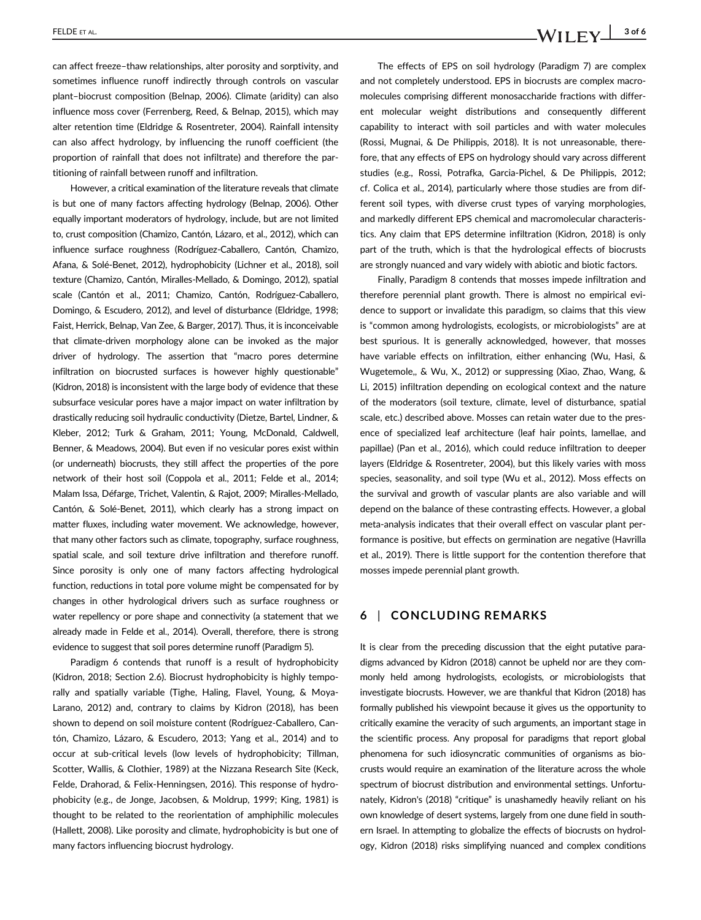can affect freeze–thaw relationships, alter porosity and sorptivity, and sometimes influence runoff indirectly through controls on vascular plant–biocrust composition (Belnap, 2006). Climate (aridity) can also influence moss cover (Ferrenberg, Reed, & Belnap, 2015), which may alter retention time (Eldridge & Rosentreter, 2004). Rainfall intensity can also affect hydrology, by influencing the runoff coefficient (the proportion of rainfall that does not infiltrate) and therefore the partitioning of rainfall between runoff and infiltration.

However, a critical examination of the literature reveals that climate is but one of many factors affecting hydrology (Belnap, 2006). Other equally important moderators of hydrology, include, but are not limited to, crust composition (Chamizo, Cantón, Lázaro, et al., 2012), which can influence surface roughness (Rodríguez-Caballero, Cantón, Chamizo, Afana, & Solé-Benet, 2012), hydrophobicity (Lichner et al., 2018), soil texture (Chamizo, Cantón, Miralles-Mellado, & Domingo, 2012), spatial scale (Cantón et al., 2011; Chamizo, Cantón, Rodríguez-Caballero, Domingo, & Escudero, 2012), and level of disturbance (Eldridge, 1998; Faist, Herrick, Belnap, Van Zee, & Barger, 2017). Thus, it is inconceivable that climate-driven morphology alone can be invoked as the major driver of hydrology. The assertion that "macro pores determine infiltration on biocrusted surfaces is however highly questionable" (Kidron, 2018) is inconsistent with the large body of evidence that these subsurface vesicular pores have a major impact on water infiltration by drastically reducing soil hydraulic conductivity (Dietze, Bartel, Lindner, & Kleber, 2012; Turk & Graham, 2011; Young, McDonald, Caldwell, Benner, & Meadows, 2004). But even if no vesicular pores exist within (or underneath) biocrusts, they still affect the properties of the pore network of their host soil (Coppola et al., 2011; Felde et al., 2014; Malam Issa, Défarge, Trichet, Valentin, & Rajot, 2009; Miralles-Mellado, Cantón, & Solé-Benet, 2011), which clearly has a strong impact on matter fluxes, including water movement. We acknowledge, however, that many other factors such as climate, topography, surface roughness, spatial scale, and soil texture drive infiltration and therefore runoff. Since porosity is only one of many factors affecting hydrological function, reductions in total pore volume might be compensated for by changes in other hydrological drivers such as surface roughness or water repellency or pore shape and connectivity (a statement that we already made in Felde et al., 2014). Overall, therefore, there is strong evidence to suggest that soil pores determine runoff (Paradigm 5).

Paradigm 6 contends that runoff is a result of hydrophobicity (Kidron, 2018; Section 2.6). Biocrust hydrophobicity is highly temporally and spatially variable (Tighe, Haling, Flavel, Young, & Moya-Larano, 2012) and, contrary to claims by Kidron (2018), has been shown to depend on soil moisture content (Rodríguez-Caballero, Cantón, Chamizo, Lázaro, & Escudero, 2013; Yang et al., 2014) and to occur at sub-critical levels (low levels of hydrophobicity; Tillman, Scotter, Wallis, & Clothier, 1989) at the Nizzana Research Site (Keck, Felde, Drahorad, & Felix-Henningsen, 2016). This response of hydrophobicity (e.g., de Jonge, Jacobsen, & Moldrup, 1999; King, 1981) is thought to be related to the reorientation of amphiphilic molecules (Hallett, 2008). Like porosity and climate, hydrophobicity is but one of many factors influencing biocrust hydrology.

The effects of EPS on soil hydrology (Paradigm 7) are complex and not completely understood. EPS in biocrusts are complex macromolecules comprising different monosaccharide fractions with different molecular weight distributions and consequently different capability to interact with soil particles and with water molecules (Rossi, Mugnai, & De Philippis, 2018). It is not unreasonable, therefore, that any effects of EPS on hydrology should vary across different studies (e.g., Rossi, Potrafka, Garcia-Pichel, & De Philippis, 2012; cf. Colica et al., 2014), particularly where those studies are from different soil types, with diverse crust types of varying morphologies, and markedly different EPS chemical and macromolecular characteristics. Any claim that EPS determine infiltration (Kidron, 2018) is only part of the truth, which is that the hydrological effects of biocrusts are strongly nuanced and vary widely with abiotic and biotic factors.

Finally, Paradigm 8 contends that mosses impede infiltration and therefore perennial plant growth. There is almost no empirical evidence to support or invalidate this paradigm, so claims that this view is "common among hydrologists, ecologists, or microbiologists" are at best spurious. It is generally acknowledged, however, that mosses have variable effects on infiltration, either enhancing (Wu, Hasi, & Wugetemole,, & Wu, X., 2012) or suppressing (Xiao, Zhao, Wang, & Li, 2015) infiltration depending on ecological context and the nature of the moderators (soil texture, climate, level of disturbance, spatial scale, etc.) described above. Mosses can retain water due to the presence of specialized leaf architecture (leaf hair points, lamellae, and papillae) (Pan et al., 2016), which could reduce infiltration to deeper layers (Eldridge & Rosentreter, 2004), but this likely varies with moss species, seasonality, and soil type (Wu et al., 2012). Moss effects on the survival and growth of vascular plants are also variable and will depend on the balance of these contrasting effects. However, a global meta-analysis indicates that their overall effect on vascular plant performance is positive, but effects on germination are negative (Havrilla et al., 2019). There is little support for the contention therefore that mosses impede perennial plant growth.

## 6 | CONCLUDING REMARKS

It is clear from the preceding discussion that the eight putative paradigms advanced by Kidron (2018) cannot be upheld nor are they commonly held among hydrologists, ecologists, or microbiologists that investigate biocrusts. However, we are thankful that Kidron (2018) has formally published his viewpoint because it gives us the opportunity to critically examine the veracity of such arguments, an important stage in the scientific process. Any proposal for paradigms that report global phenomena for such idiosyncratic communities of organisms as biocrusts would require an examination of the literature across the whole spectrum of biocrust distribution and environmental settings. Unfortunately, Kidron's (2018) "critique" is unashamedly heavily reliant on his own knowledge of desert systems, largely from one dune field in southern Israel. In attempting to globalize the effects of biocrusts on hydrology, Kidron (2018) risks simplifying nuanced and complex conditions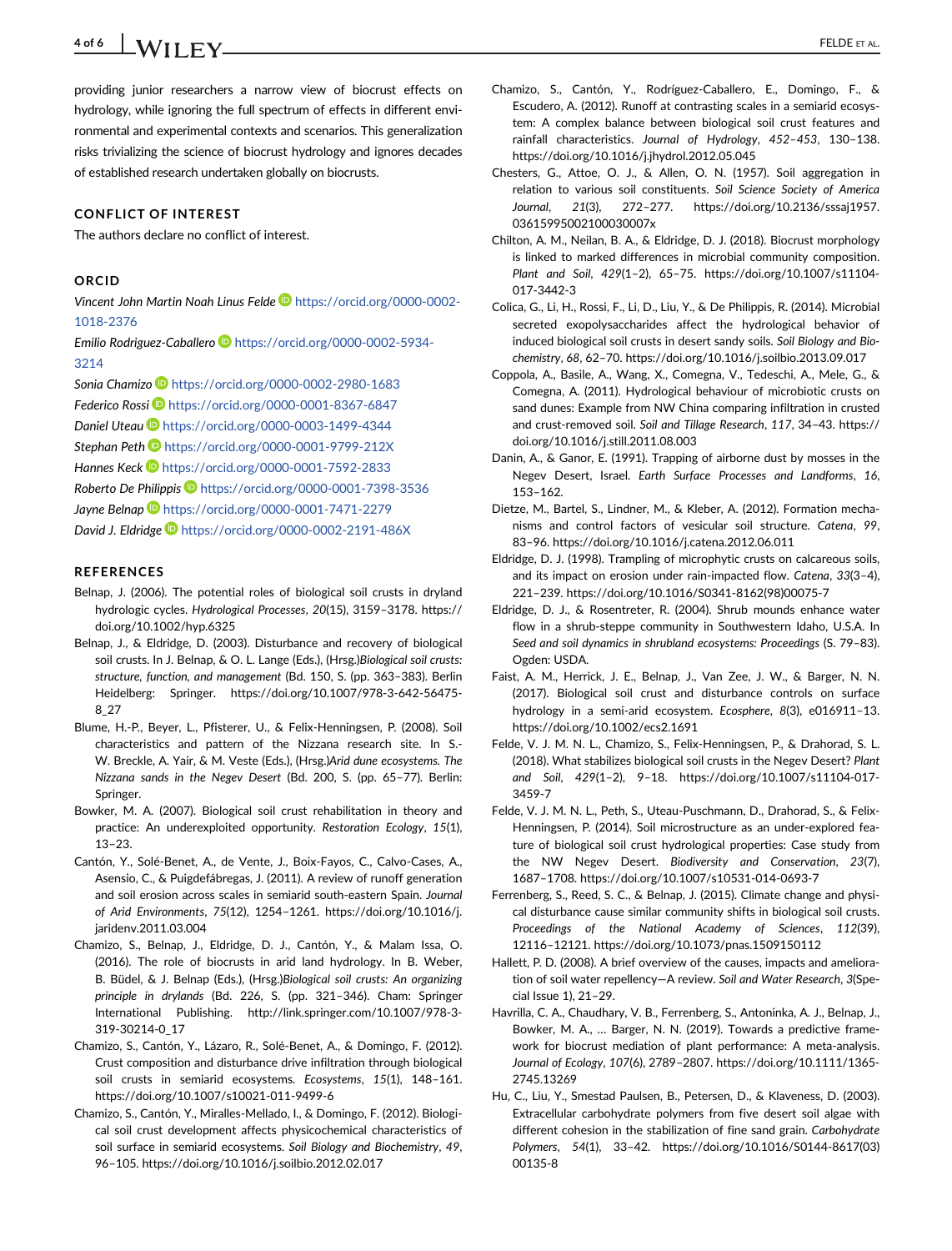providing junior researchers a narrow view of biocrust effects on hydrology, while ignoring the full spectrum of effects in different environmental and experimental contexts and scenarios. This generalization risks trivializing the science of biocrust hydrology and ignores decades of established research undertaken globally on biocrusts.

## CONFLICT OF INTEREST

The authors declare no conflict of interest.

## ORCID

*Vincent John Martin Noah Linus Felde* https://orcid.org/0000-0002-1018-2376

*Emilio Rodriguez-Caballero* https://orcid.org/0000-0002-5934-3214

*Sonia Chamizo* https://orcid.org/0000-0002-2980-1683

*Federico Rossi* https://orcid.org/0000-0001-8367-6847

*Daniel Uteau* https://orcid.org/0000-0003-1499-4344

*Stephan Peth* https://orcid.org/0000-0001-9799-212X

*Hannes Keck* https://orcid.org/0000-0001-7592-2833

*Roberto De Philippis* https://orcid.org/0000-0001-7398-3536

*Jayne Belnap* https://orcid.org/0000-0001-7471-2279

*David J. Eldridge* https://orcid.org/0000-0002-2191-486X

## REFERENCES

Belnap, J. (2006). The potential roles of biological soil crusts in dryland hydrologic cycles. *Hydrological Processes*, *20*(15), 3159–3178. https://doi.org/10.1002/hyp.6325

Belnap, J., & Eldridge, D. (2003). Disturbance and recovery of biological soil crusts. In J. Belnap, & O. L. Lange (Eds.), (Hrsg.)*Biological soil crusts: structure, function, and management* (Bd. 150, S. (pp. 363–383). Berlin Heidelberg: Springer. https://doi.org/10.1007/978-3-642-56475-8_27

Blume, H.-P., Beyer, L., Pfisterer, U., & Felix-Henningsen, P. (2008). Soil characteristics and pattern of the Nizzana research site. In S.-W. Breckle, A. Yair, & M. Veste (Eds.), (Hrsg.)*Arid dune ecosystems. The Nizzana sands in the Negev Desert* (Bd. 200, S. (pp. 65–77). Berlin: Springer.

Bowker, M. A. (2007). Biological soil crust rehabilitation in theory and practice: An underexploited opportunity. *Restoration Ecology*, *15*(1), 13–23.

Cantón, Y., Solé-Benet, A., de Vente, J., Boix-Fayos, C., Calvo-Cases, A., Asensio, C., & Puigdefábregas, J. (2011). A review of runoff generation and soil erosion across scales in semiarid south-eastern Spain. *Journal of Arid Environments*, *75*(12), 1254–1261. https://doi.org/10.1016/j.jaridenv.2011.03.004

Chamizo, S., Belnap, J., Eldridge, D. J., Cantón, Y., & Malam Issa, O. (2016). The role of biocrusts in arid land hydrology. In B. Weber, B. Büdel, & J. Belnap (Eds.), (Hrsg.)*Biological soil crusts: An organizing principle in drylands* (Bd. 226, S. (pp. 321–346). Cham: Springer International Publishing. http://link.springer.com/10.1007/978-3-319-30214-0_17

Chamizo, S., Cantón, Y., Lázaro, R., Solé-Benet, A., & Domingo, F. (2012). Crust composition and disturbance drive infiltration through biological soil crusts in semiarid ecosystems. *Ecosystems*, *15*(1), 148–161. https://doi.org/10.1007/s10021-011-9499-6

Chamizo, S., Cantón, Y., Miralles-Mellado, I., & Domingo, F. (2012). Biological soil crust development affects physicochemical characteristics of soil surface in semiarid ecosystems. *Soil Biology and Biochemistry*, *49*, 96–105. https://doi.org/10.1016/j.soilbio.2012.02.017

Chamizo, S., Cantón, Y., Rodríguez-Caballero, E., Domingo, F., & Escudero, A. (2012). Runoff at contrasting scales in a semiarid ecosystem: A complex balance between biological soil crust features and rainfall characteristics. *Journal of Hydrology*, *452–453*, 130–138. https://doi.org/10.1016/j.jhydrol.2012.05.045

Chesters, G., Attoe, O. J., & Allen, O. N. (1957). Soil aggregation in relation to various soil constituents. *Soil Science Society of America Journal*, *21*(3), 272–277. https://doi.org/10.2136/sssaj1957.03615995002100030007x

Chilton, A. M., Neilan, B. A., & Eldridge, D. J. (2018). Biocrust morphology is linked to marked differences in microbial community composition. *Plant and Soil*, *429*(1–2), 65–75. https://doi.org/10.1007/s11104-017-3442-3

Colica, G., Li, H., Rossi, F., Li, D., Liu, Y., & De Philippis, R. (2014). Microbial secreted exopolysaccharides affect the hydrological behavior of induced biological soil crusts in desert sandy soils. *Soil Biology and Biochemistry*, *68*, 62–70. https://doi.org/10.1016/j.soilbio.2013.09.017

Coppola, A., Basile, A., Wang, X., Comegna, V., Tedeschi, A., Mele, G., & Comegna, A. (2011). Hydrological behaviour of microbiotic crusts on sand dunes: Example from NW China comparing infiltration in crusted and crust-removed soil. *Soil and Tillage Research*, *117*, 34–43. https://doi.org/10.1016/j.still.2011.08.003

Danin, A., & Ganor, E. (1991). Trapping of airborne dust by mosses in the Negev Desert, Israel. *Earth Surface Processes and Landforms*, *16*, 153–162.

Dietze, M., Bartel, S., Lindner, M., & Kleber, A. (2012). Formation mechanisms and control factors of vesicular soil structure. *Catena*, *99*, 83–96. https://doi.org/10.1016/j.catena.2012.06.011

Eldridge, D. J. (1998). Trampling of microphytic crusts on calcareous soils, and its impact on erosion under rain-impacted flow. *Catena*, *33*(3–4), 221–239. https://doi.org/10.1016/S0341-8162(98)00075-7

Eldridge, D. J., & Rosentreter, R. (2004). Shrub mounds enhance water flow in a shrub-steppe community in Southwestern Idaho, U.S.A. In *Seed and soil dynamics in shrubland ecosystems: Proceedings* (S. 79–83). Ogden: USDA.

Faist, A. M., Herrick, J. E., Belnap, J., Van Zee, J. W., & Barger, N. N. (2017). Biological soil crust and disturbance controls on surface hydrology in a semi-arid ecosystem. *Ecosphere*, *8*(3), e016911–13. https://doi.org/10.1002/ecs2.1691

Felde, V. J. M. N. L., Chamizo, S., Felix-Henningsen, P., & Drahorad, S. L. (2018). What stabilizes biological soil crusts in the Negev Desert? *Plant and Soil*, *429*(1–2), 9–18. https://doi.org/10.1007/s11104-017-3459-7

Felde, V. J. M. N. L., Peth, S., Uteau-Puschmann, D., Drahorad, S., & Felix-Henningsen, P. (2014). Soil microstructure as an under-explored feature of biological soil crust hydrological properties: Case study from the NW Negev Desert. *Biodiversity and Conservation*, *23*(7), 1687–1708. https://doi.org/10.1007/s10531-014-0693-7

Ferrenberg, S., Reed, S. C., & Belnap, J. (2015). Climate change and physical disturbance cause similar community shifts in biological soil crusts. *Proceedings of the National Academy of Sciences*, *112*(39), 12116–12121. https://doi.org/10.1073/pnas.1509150112

Hallett, P. D. (2008). A brief overview of the causes, impacts and amelioration of soil water repellency—A review. *Soil and Water Research*, *3*(Special Issue 1), 21–29.

Havrilla, C. A., Chaudhary, V. B., Ferrenberg, S., Antoninka, A. J., Belnap, J., Bowker, M. A., … Barger, N. N. (2019). Towards a predictive framework for biocrust mediation of plant performance: A meta-analysis. *Journal of Ecology*, *107*(6), 2789–2807. https://doi.org/10.1111/1365-2745.13269

Hu, C., Liu, Y., Smestad Paulsen, B., Petersen, D., & Klaveness, D. (2003). Extracellular carbohydrate polymers from five desert soil algae with different cohesion in the stabilization of fine sand grain. *Carbohydrate Polymers*, *54*(1), 33–42. https://doi.org/10.1016/S0144-8617(03)00135-8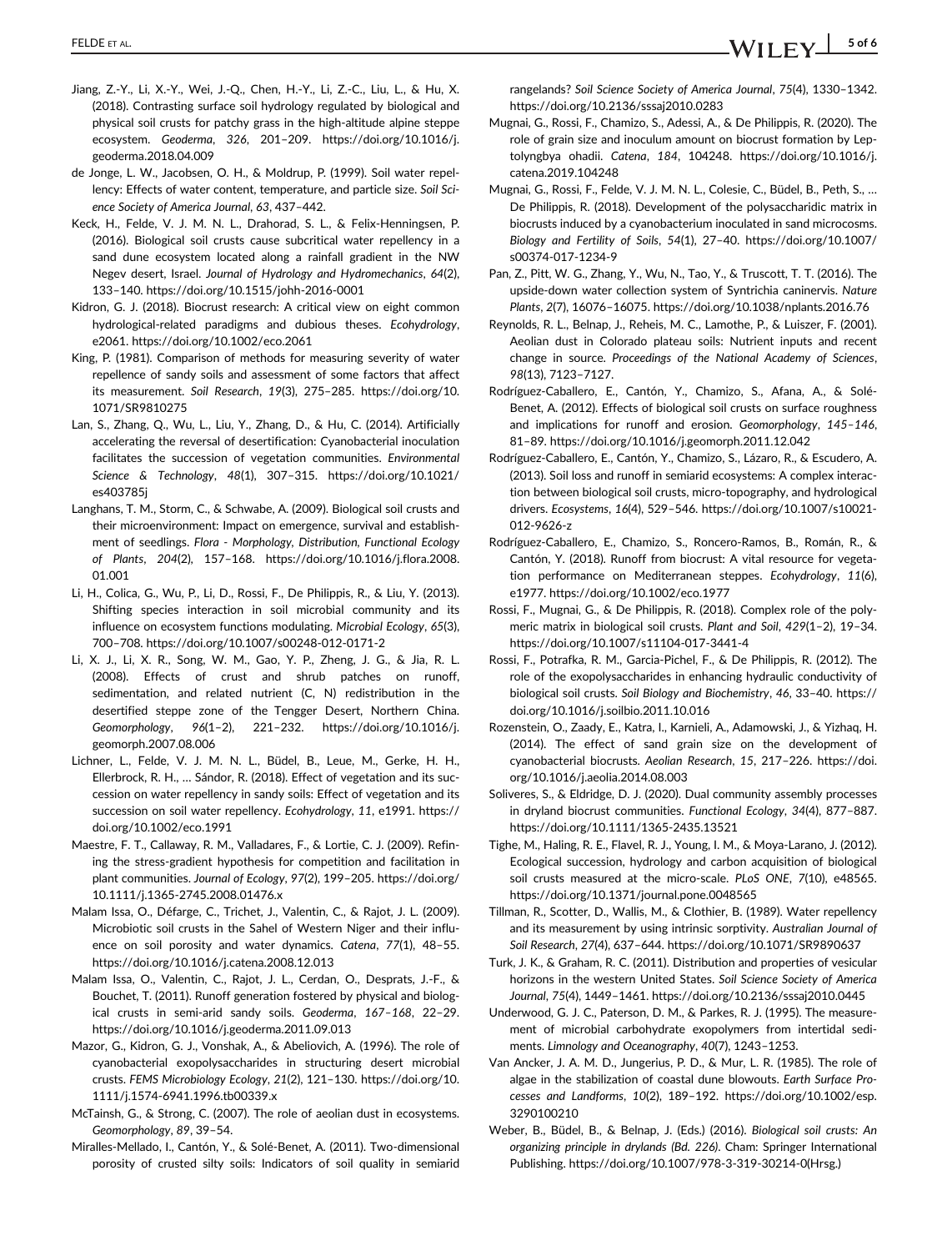Jiang, Z.-Y., Li, X.-Y., Wei, J.-Q., Chen, H.-Y., Li, Z.-C., Liu, L., & Hu, X. (2018). Contrasting surface soil hydrology regulated by biological and physical soil crusts for patchy grass in the high-altitude alpine steppe ecosystem. *Geoderma*, *326*, 201–209. https://doi.org/10.1016/j.geoderma.2018.04.009

de Jonge, L. W., Jacobsen, O. H., & Moldrup, P. (1999). Soil water repellency: Effects of water content, temperature, and particle size. *Soil Science Society of America Journal*, *63*, 437–442.

Keck, H., Felde, V. J. M. N. L., Drahorad, S. L., & Felix-Henningsen, P. (2016). Biological soil crusts cause subcritical water repellency in a sand dune ecosystem located along a rainfall gradient in the NW Negev desert, Israel. *Journal of Hydrology and Hydromechanics*, *64*(2), 133–140. https://doi.org/10.1515/johh-2016-0001

Kidron, G. J. (2018). Biocrust research: A critical view on eight common hydrological-related paradigms and dubious theses. *Ecohydrology*, e2061. https://doi.org/10.1002/eco.2061

King, P. (1981). Comparison of methods for measuring severity of water repellence of sandy soils and assessment of some factors that affect its measurement. *Soil Research*, *19*(3), 275–285. https://doi.org/10.1071/SR9810275

Lan, S., Zhang, Q., Wu, L., Liu, Y., Zhang, D., & Hu, C. (2014). Artificially accelerating the reversal of desertification: Cyanobacterial inoculation facilitates the succession of vegetation communities. *Environmental Science & Technology*, *48*(1), 307–315. https://doi.org/10.1021/es403785j

Langhans, T. M., Storm, C., & Schwabe, A. (2009). Biological soil crusts and their microenvironment: Impact on emergence, survival and establishment of seedlings. *Flora - Morphology, Distribution, Functional Ecology of Plants*, *204*(2), 157–168. https://doi.org/10.1016/j.flora.2008.01.001

Li, H., Colica, G., Wu, P., Li, D., Rossi, F., De Philippis, R., & Liu, Y. (2013). Shifting species interaction in soil microbial community and its influence on ecosystem functions modulating. *Microbial Ecology*, *65*(3), 700–708. https://doi.org/10.1007/s00248-012-0171-2

Li, X. J., Li, X. R., Song, W. M., Gao, Y. P., Zheng, J. G., & Jia, R. L. (2008). Effects of crust and shrub patches on runoff, sedimentation, and related nutrient (C, N) redistribution in the desertified steppe zone of the Tengger Desert, Northern China. *Geomorphology*, *96*(1–2), 221–232. https://doi.org/10.1016/j.geomorph.2007.08.006

Lichner, L., Felde, V. J. M. N. L., Büdel, B., Leue, M., Gerke, H. H., Ellerbrock, R. H., … Sándor, R. (2018). Effect of vegetation and its succession on water repellency in sandy soils: Effect of vegetation and its succession on soil water repellency. *Ecohydrology*, *11*, e1991. https://doi.org/10.1002/eco.1991

Maestre, F. T., Callaway, R. M., Valladares, F., & Lortie, C. J. (2009). Refining the stress-gradient hypothesis for competition and facilitation in plant communities. *Journal of Ecology*, *97*(2), 199–205. https://doi.org/10.1111/j.1365-2745.2008.01476.x

Malam Issa, O., Défarge, C., Trichet, J., Valentin, C., & Rajot, J. L. (2009). Microbiotic soil crusts in the Sahel of Western Niger and their influence on soil porosity and water dynamics. *Catena*, *77*(1), 48–55. https://doi.org/10.1016/j.catena.2008.12.013

Malam Issa, O., Valentin, C., Rajot, J. L., Cerdan, O., Desprats, J.-F., & Bouchet, T. (2011). Runoff generation fostered by physical and biological crusts in semi-arid sandy soils. *Geoderma*, *167–168*, 22–29. https://doi.org/10.1016/j.geoderma.2011.09.013

Mazor, G., Kidron, G. J., Vonshak, A., & Abeliovich, A. (1996). The role of cyanobacterial exopolysaccharides in structuring desert microbial crusts. *FEMS Microbiology Ecology*, *21*(2), 121–130. https://doi.org/10.1111/j.1574-6941.1996.tb00339.x

McTainsh, G., & Strong, C. (2007). The role of aeolian dust in ecosystems. *Geomorphology*, *89*, 39–54.

Miralles-Mellado, I., Cantón, Y., & Solé-Benet, A. (2011). Two-dimensional porosity of crusted silty soils: Indicators of soil quality in semiarid rangelands? *Soil Science Society of America Journal*, *75*(4), 1330–1342. https://doi.org/10.2136/sssaj2010.0283

Mugnai, G., Rossi, F., Chamizo, S., Adessi, A., & De Philippis, R. (2020). The role of grain size and inoculum amount on biocrust formation by Leptolyngbya ohadii. *Catena*, *184*, 104248. https://doi.org/10.1016/j.catena.2019.104248

Mugnai, G., Rossi, F., Felde, V. J. M. N. L., Colesie, C., Büdel, B., Peth, S., … De Philippis, R. (2018). Development of the polysaccharidic matrix in biocrusts induced by a cyanobacterium inoculated in sand microcosms. *Biology and Fertility of Soils*, *54*(1), 27–40. https://doi.org/10.1007/s00374-017-1234-9

Pan, Z., Pitt, W. G., Zhang, Y., Wu, N., Tao, Y., & Truscott, T. T. (2016). The upside-down water collection system of Syntrichia caninervis. *Nature Plants*, *2*(7), 16076–16075. https://doi.org/10.1038/nplants.2016.76

Reynolds, R. L., Belnap, J., Reheis, M. C., Lamothe, P., & Luiszer, F. (2001). Aeolian dust in Colorado plateau soils: Nutrient inputs and recent change in source. *Proceedings of the National Academy of Sciences*, *98*(13), 7123–7127.

Rodríguez-Caballero, E., Cantón, Y., Chamizo, S., Afana, A., & Solé-Benet, A. (2012). Effects of biological soil crusts on surface roughness and implications for runoff and erosion. *Geomorphology*, *145–146*, 81–89. https://doi.org/10.1016/j.geomorph.2011.12.042

Rodríguez-Caballero, E., Cantón, Y., Chamizo, S., Lázaro, R., & Escudero, A. (2013). Soil loss and runoff in semiarid ecosystems: A complex interaction between biological soil crusts, micro-topography, and hydrological drivers. *Ecosystems*, *16*(4), 529–546. https://doi.org/10.1007/s10021-012-9626-z

Rodríguez-Caballero, E., Chamizo, S., Roncero-Ramos, B., Román, R., & Cantón, Y. (2018). Runoff from biocrust: A vital resource for vegetation performance on Mediterranean steppes. *Ecohydrology*, *11*(6), e1977. https://doi.org/10.1002/eco.1977

Rossi, F., Mugnai, G., & De Philippis, R. (2018). Complex role of the polymeric matrix in biological soil crusts. *Plant and Soil*, *429*(1–2), 19–34. https://doi.org/10.1007/s11104-017-3441-4

Rossi, F., Potrafka, R. M., Garcia-Pichel, F., & De Philippis, R. (2012). The role of the exopolysaccharides in enhancing hydraulic conductivity of biological soil crusts. *Soil Biology and Biochemistry*, *46*, 33–40. https://doi.org/10.1016/j.soilbio.2011.10.016

Rozenstein, O., Zaady, E., Katra, I., Karnieli, A., Adamowski, J., & Yizhaq, H. (2014). The effect of sand grain size on the development of cyanobacterial biocrusts. *Aeolian Research*, *15*, 217–226. https://doi.org/10.1016/j.aeolia.2014.08.003

Soliveres, S., & Eldridge, D. J. (2020). Dual community assembly processes in dryland biocrust communities. *Functional Ecology*, *34*(4), 877–887. https://doi.org/10.1111/1365-2435.13521

Tighe, M., Haling, R. E., Flavel, R. J., Young, I. M., & Moya-Larano, J. (2012). Ecological succession, hydrology and carbon acquisition of biological soil crusts measured at the micro-scale. *PLoS ONE*, *7*(10), e48565. https://doi.org/10.1371/journal.pone.0048565

Tillman, R., Scotter, D., Wallis, M., & Clothier, B. (1989). Water repellency and its measurement by using intrinsic sorptivity. *Australian Journal of Soil Research*, *27*(4), 637–644. https://doi.org/10.1071/SR9890637

Turk, J. K., & Graham, R. C. (2011). Distribution and properties of vesicular horizons in the western United States. *Soil Science Society of America Journal*, *75*(4), 1449–1461. https://doi.org/10.2136/sssaj2010.0445

Underwood, G. J. C., Paterson, D. M., & Parkes, R. J. (1995). The measurement of microbial carbohydrate exopolymers from intertidal sediments. *Limnology and Oceanography*, *40*(7), 1243–1253.

Van Ancker, J. A. M. D., Jungerius, P. D., & Mur, L. R. (1985). The role of algae in the stabilization of coastal dune blowouts. *Earth Surface Processes and Landforms*, *10*(2), 189–192. https://doi.org/10.1002/esp.3290100210

Weber, B., Büdel, B., & Belnap, J. (Eds.) (2016). *Biological soil crusts: An organizing principle in drylands (Bd. 226)*. Cham: Springer International Publishing. https://doi.org/10.1007/978-3-319-30214-0(Hrsg.)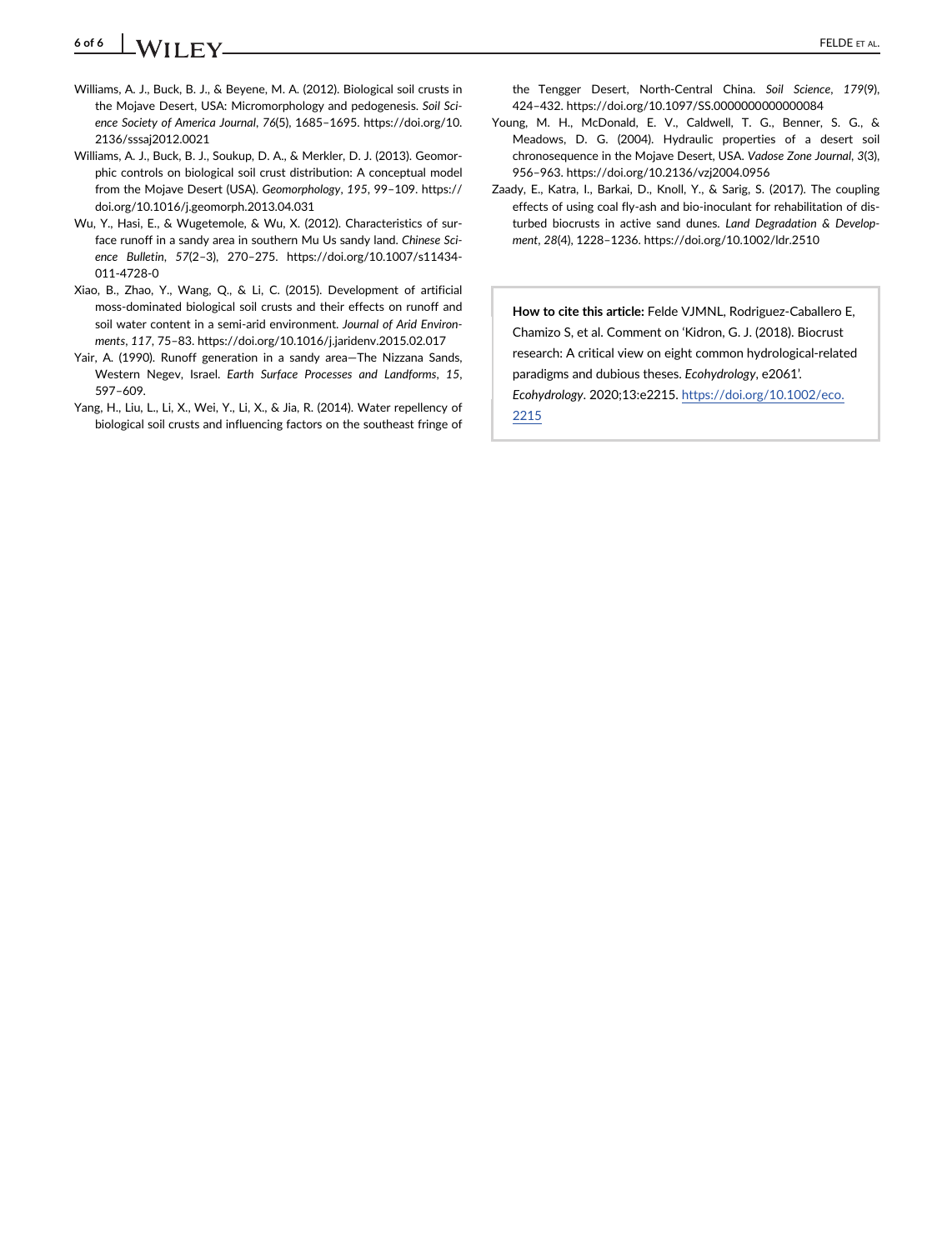Williams, A. J., Buck, B. J., & Beyene, M. A. (2012). Biological soil crusts in the Mojave Desert, USA: Micromorphology and pedogenesis. *Soil Science Society of America Journal*, *76*(5), 1685–1695. https://doi.org/10.2136/sssaj2012.0021

Williams, A. J., Buck, B. J., Soukup, D. A., & Merkler, D. J. (2013). Geomorphic controls on biological soil crust distribution: A conceptual model from the Mojave Desert (USA). *Geomorphology*, *195*, 99–109. https://doi.org/10.1016/j.geomorph.2013.04.031

Wu, Y., Hasi, E., & Wugetemole, & Wu, X. (2012). Characteristics of surface runoff in a sandy area in southern Mu Us sandy land. *Chinese Science Bulletin*, *57*(2–3), 270–275. https://doi.org/10.1007/s11434-011-4728-0

Xiao, B., Zhao, Y., Wang, Q., & Li, C. (2015). Development of artificial moss-dominated biological soil crusts and their effects on runoff and soil water content in a semi-arid environment. *Journal of Arid Environments*, *117*, 75–83. https://doi.org/10.1016/j.jaridenv.2015.02.017

Yair, A. (1990). Runoff generation in a sandy area—The Nizzana Sands, Western Negev, Israel. *Earth Surface Processes and Landforms*, *15*, 597–609.

Yang, H., Liu, L., Li, X., Wei, Y., Li, X., & Jia, R. (2014). Water repellency of biological soil crusts and influencing factors on the southeast fringe of the Tengger Desert, North-Central China. *Soil Science*, *179*(9), 424–432. https://doi.org/10.1097/SS.0000000000000084

Young, M. H., McDonald, E. V., Caldwell, T. G., Benner, S. G., & Meadows, D. G. (2004). Hydraulic properties of a desert soil chronosequence in the Mojave Desert, USA. *Vadose Zone Journal*, *3*(3), 956–963. https://doi.org/10.2136/vzj2004.0956

Zaady, E., Katra, I., Barkai, D., Knoll, Y., & Sarig, S. (2017). The coupling effects of using coal fly-ash and bio-inoculant for rehabilitation of disturbed biocrusts in active sand dunes. *Land Degradation & Development*, *28*(4), 1228–1236. https://doi.org/10.1002/ldr.2510

**How to cite this article:** Felde VJMNL, Rodriguez-Caballero E, Chamizo S, et al. Comment on 'Kidron, G. J. (2018). Biocrust research: A critical view on eight common hydrological-related paradigms and dubious theses. *Ecohydrology*, e2061'. *Ecohydrology*. 2020;13:e2215. https://doi.org/10.1002/eco.2215